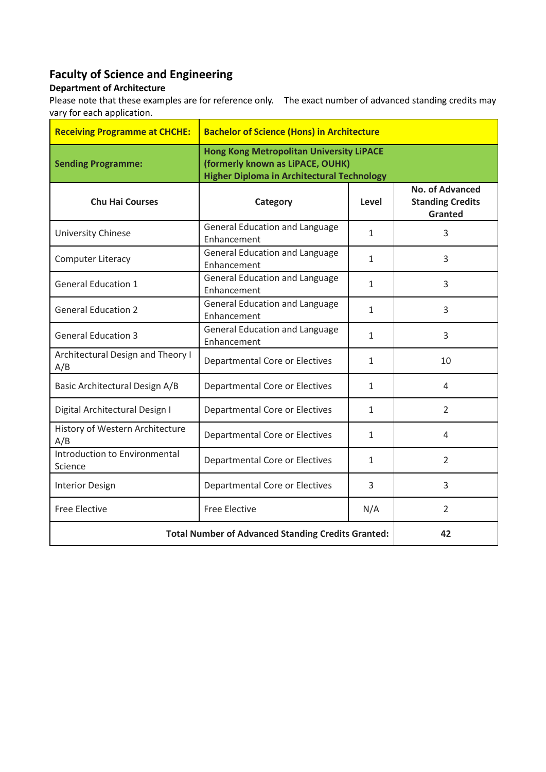## Faculty of Science and Engineering

### Department of Architecture

Please note that these examples are for reference only. The exact number of advanced standing credits may vary for each application.

| **Receiving Programme at CHCHE:** | **Bachelor of Science (Hons) in Architecture** | | |
|---|---|---|---|
| **Sending Programme:** | **Hong Kong Metropolitan University LiPACE (formerly known as LiPACE, OUHK) Higher Diploma in Architectural Technology** | | |
| **Chu Hai Courses** | **Category** | **Level** | **No. of Advanced Standing Credits Granted** |
| University Chinese | General Education and Language Enhancement | 1 | 3 |
| Computer Literacy | General Education and Language Enhancement | 1 | 3 |
| General Education 1 | General Education and Language Enhancement | 1 | 3 |
| General Education 2 | General Education and Language Enhancement | 1 | 3 |
| General Education 3 | General Education and Language Enhancement | 1 | 3 |
| Architectural Design and Theory I A/B | Departmental Core or Electives | 1 | 10 |
| Basic Architectural Design A/B | Departmental Core or Electives | 1 | 4 |
| Digital Architectural Design I | Departmental Core or Electives | 1 | 2 |
| History of Western Architecture A/B | Departmental Core or Electives | 1 | 4 |
| Introduction to Environmental Science | Departmental Core or Electives | 1 | 2 |
| Interior Design | Departmental Core or Electives | 3 | 3 |
| Free Elective | Free Elective | N/A | 2 |
| **Total Number of Advanced Standing Credits Granted:** | | | **42** |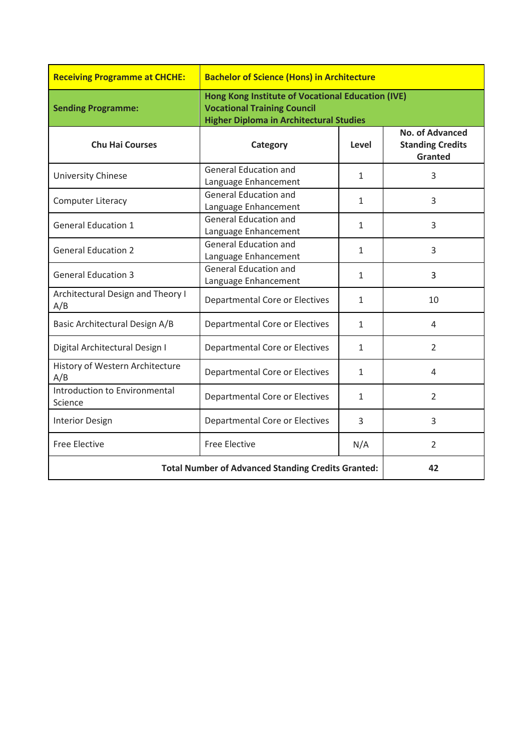| **Receiving Programme at CHCHE:** | **Bachelor of Science (Hons) in Architecture** | | |
|---|---|---|---|
| **Sending Programme:** | **Hong Kong Institute of Vocational Education (IVE) Vocational Training Council Higher Diploma in Architectural Studies** | | |
| **Chu Hai Courses** | **Category** | **Level** | **No. of Advanced Standing Credits Granted** |
| University Chinese | General Education and Language Enhancement | 1 | 3 |
| Computer Literacy | General Education and Language Enhancement | 1 | 3 |
| General Education 1 | General Education and Language Enhancement | 1 | 3 |
| General Education 2 | General Education and Language Enhancement | 1 | 3 |
| General Education 3 | General Education and Language Enhancement | 1 | 3 |
| Architectural Design and Theory I A/B | Departmental Core or Electives | 1 | 10 |
| Basic Architectural Design A/B | Departmental Core or Electives | 1 | 4 |
| Digital Architectural Design I | Departmental Core or Electives | 1 | 2 |
| History of Western Architecture A/B | Departmental Core or Electives | 1 | 4 |
| Introduction to Environmental Science | Departmental Core or Electives | 1 | 2 |
| Interior Design | Departmental Core or Electives | 3 | 3 |
| Free Elective | Free Elective | N/A | 2 |
| **Total Number of Advanced Standing Credits Granted:** | | | **42** |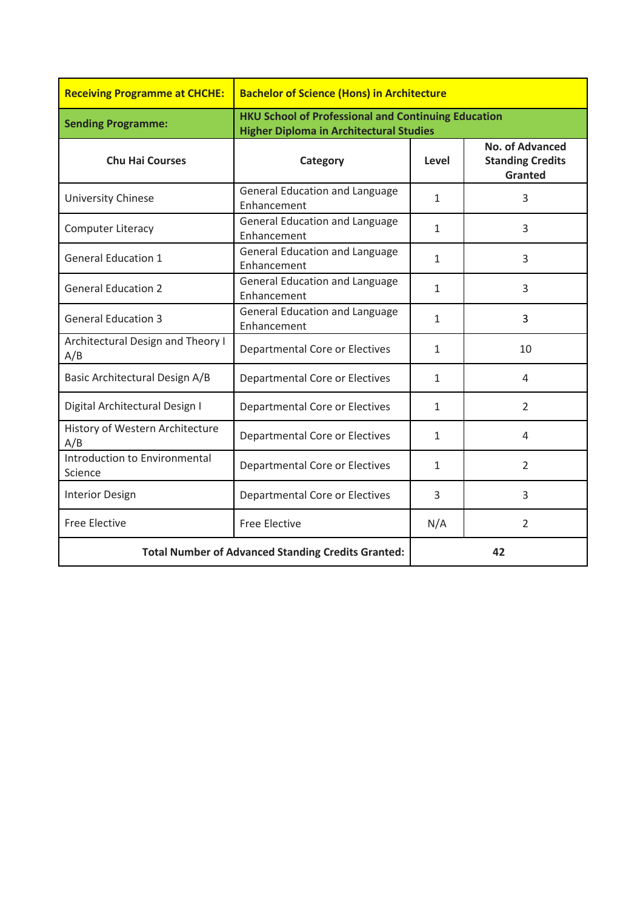| Receiving Programme at CHCHE: | Bachelor of Science (Hons) in Architecture | | |
|---|---|---|---|
| **Sending Programme:** | **HKU School of Professional and Continuing Education Higher Diploma in Architectural Studies** | | |
| **Chu Hai Courses** | **Category** | **Level** | **No. of Advanced Standing Credits Granted** |
| University Chinese | General Education and Language Enhancement | 1 | 3 |
| Computer Literacy | General Education and Language Enhancement | 1 | 3 |
| General Education 1 | General Education and Language Enhancement | 1 | 3 |
| General Education 2 | General Education and Language Enhancement | 1 | 3 |
| General Education 3 | General Education and Language Enhancement | 1 | 3 |
| Architectural Design and Theory I A/B | Departmental Core or Electives | 1 | 10 |
| Basic Architectural Design A/B | Departmental Core or Electives | 1 | 4 |
| Digital Architectural Design I | Departmental Core or Electives | 1 | 2 |
| History of Western Architecture A/B | Departmental Core or Electives | 1 | 4 |
| Introduction to Environmental Science | Departmental Core or Electives | 1 | 2 |
| Interior Design | Departmental Core or Electives | 3 | 3 |
| Free Elective | Free Elective | N/A | 2 |
| **Total Number of Advanced Standing Credits Granted:** | | **42** | |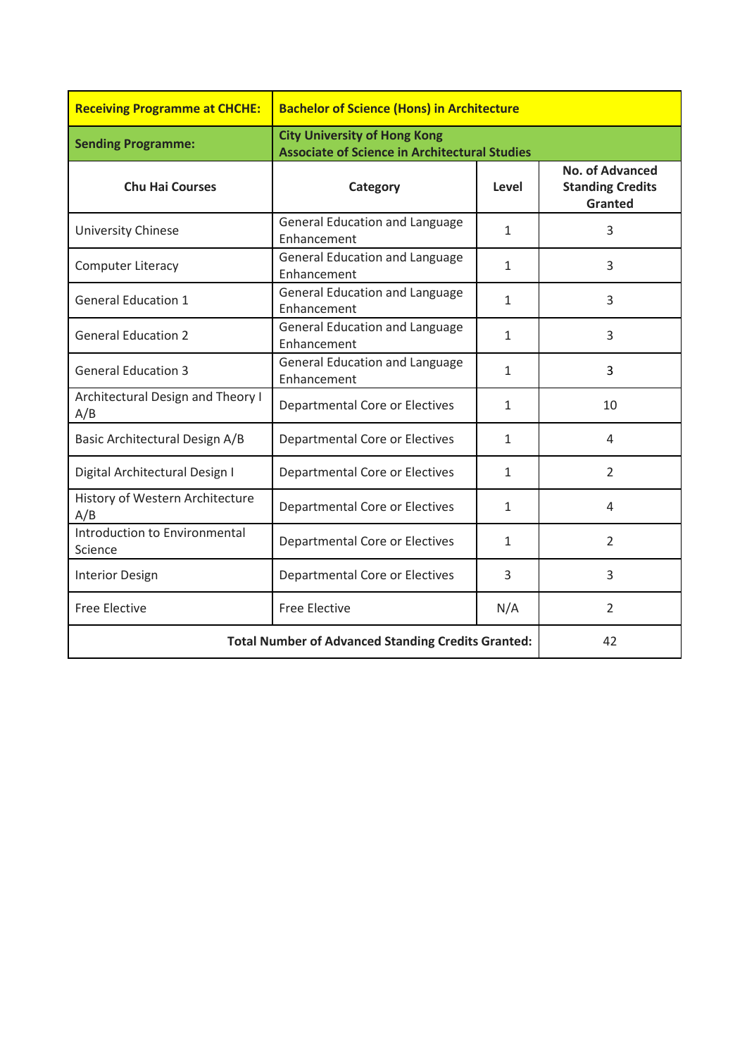| **Receiving Programme at CHCHE:** | **Bachelor of Science (Hons) in Architecture** | | |
|---|---|---|---|
| **Sending Programme:** | **City University of Hong Kong<br>Associate of Science in Architectural Studies** | | |
| **Chu Hai Courses** | **Category** | **Level** | **No. of Advanced Standing Credits Granted** |
| University Chinese | General Education and Language Enhancement | 1 | 3 |
| Computer Literacy | General Education and Language Enhancement | 1 | 3 |
| General Education 1 | General Education and Language Enhancement | 1 | 3 |
| General Education 2 | General Education and Language Enhancement | 1 | 3 |
| General Education 3 | General Education and Language Enhancement | 1 | 3 |
| Architectural Design and Theory I A/B | Departmental Core or Electives | 1 | 10 |
| Basic Architectural Design A/B | Departmental Core or Electives | 1 | 4 |
| Digital Architectural Design I | Departmental Core or Electives | 1 | 2 |
| History of Western Architecture A/B | Departmental Core or Electives | 1 | 4 |
| Introduction to Environmental Science | Departmental Core or Electives | 1 | 2 |
| Interior Design | Departmental Core or Electives | 3 | 3 |
| Free Elective | Free Elective | N/A | 2 |
| **Total Number of Advanced Standing Credits Granted:** | | | 42 |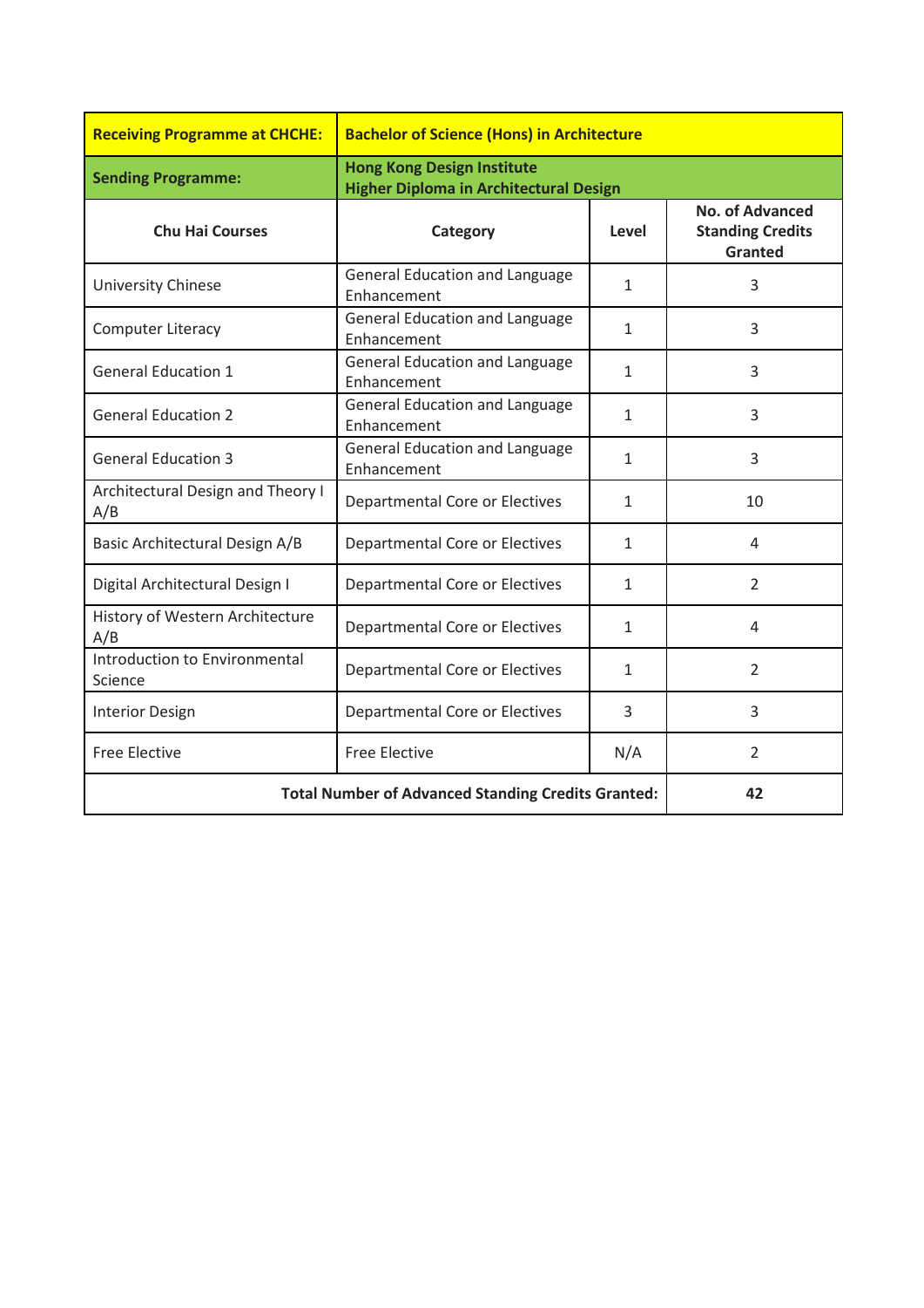| Receiving Programme at CHCHE: | Bachelor of Science (Hons) in Architecture | | |
|---|---|---|---|
| **Sending Programme:** | **Hong Kong Design Institute**<br>**Higher Diploma in Architectural Design** | | |
| **Chu Hai Courses** | **Category** | **Level** | **No. of Advanced Standing Credits Granted** |
| University Chinese | General Education and Language Enhancement | 1 | 3 |
| Computer Literacy | General Education and Language Enhancement | 1 | 3 |
| General Education 1 | General Education and Language Enhancement | 1 | 3 |
| General Education 2 | General Education and Language Enhancement | 1 | 3 |
| General Education 3 | General Education and Language Enhancement | 1 | 3 |
| Architectural Design and Theory I A/B | Departmental Core or Electives | 1 | 10 |
| Basic Architectural Design A/B | Departmental Core or Electives | 1 | 4 |
| Digital Architectural Design I | Departmental Core or Electives | 1 | 2 |
| History of Western Architecture A/B | Departmental Core or Electives | 1 | 4 |
| Introduction to Environmental Science | Departmental Core or Electives | 1 | 2 |
| Interior Design | Departmental Core or Electives | 3 | 3 |
| Free Elective | Free Elective | N/A | 2 |
| **Total Number of Advanced Standing Credits Granted:** | | | **42** |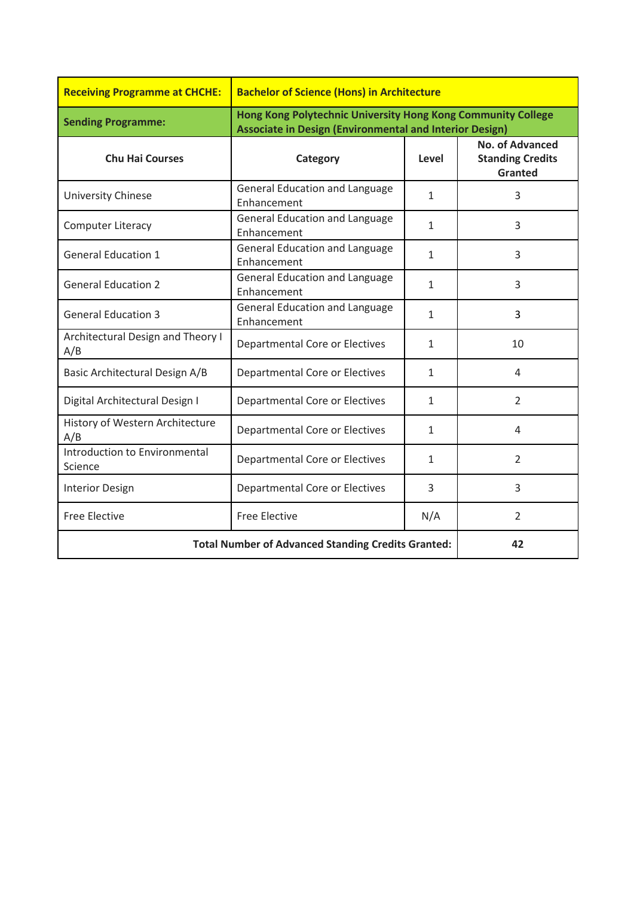| Receiving Programme at CHCHE: | Bachelor of Science (Hons) in Architecture | | |
|---|---|---|---|
| **Sending Programme:** | **Hong Kong Polytechnic University Hong Kong Community College Associate in Design (Environmental and Interior Design)** | | |
| **Chu Hai Courses** | **Category** | **Level** | **No. of Advanced Standing Credits Granted** |
| University Chinese | General Education and Language Enhancement | 1 | 3 |
| Computer Literacy | General Education and Language Enhancement | 1 | 3 |
| General Education 1 | General Education and Language Enhancement | 1 | 3 |
| General Education 2 | General Education and Language Enhancement | 1 | 3 |
| General Education 3 | General Education and Language Enhancement | 1 | 3 |
| Architectural Design and Theory I A/B | Departmental Core or Electives | 1 | 10 |
| Basic Architectural Design A/B | Departmental Core or Electives | 1 | 4 |
| Digital Architectural Design I | Departmental Core or Electives | 1 | 2 |
| History of Western Architecture A/B | Departmental Core or Electives | 1 | 4 |
| Introduction to Environmental Science | Departmental Core or Electives | 1 | 2 |
| Interior Design | Departmental Core or Electives | 3 | 3 |
| Free Elective | Free Elective | N/A | 2 |
| **Total Number of Advanced Standing Credits Granted:** | | | **42** |